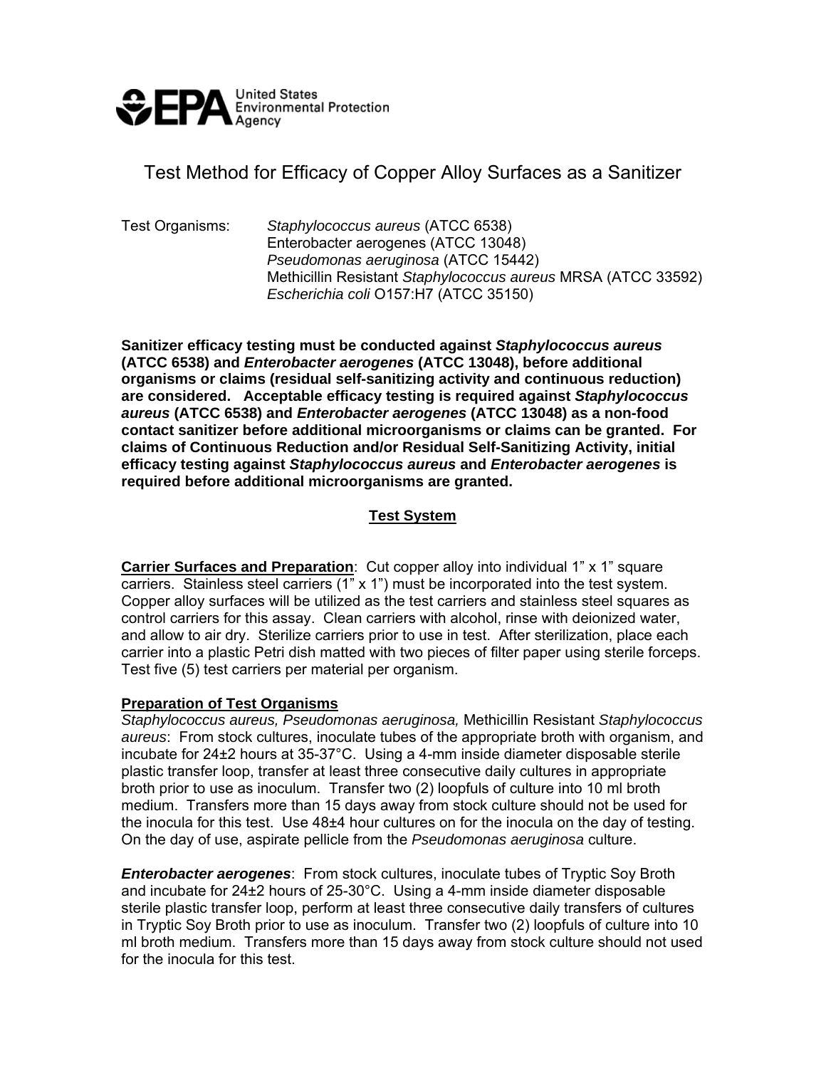United States Environmental Protection Agency

# Test Method for Efficacy of Copper Alloy Surfaces as a Sanitizer

Test Organisms: *Staphylococcus aureus* (ATCC 6538)
Enterobacter aerogenes (ATCC 13048)
*Pseudomonas aeruginosa* (ATCC 15442)
Methicillin Resistant *Staphylococcus aureus* MRSA (ATCC 33592)
*Escherichia coli* O157:H7 (ATCC 35150)

**Sanitizer efficacy testing must be conducted against *Staphylococcus aureus* (ATCC 6538) and *Enterobacter aerogenes* (ATCC 13048), before additional organisms or claims (residual self-sanitizing activity and continuous reduction) are considered. Acceptable efficacy testing is required against *Staphylococcus aureus* (ATCC 6538) and *Enterobacter aerogenes* (ATCC 13048) as a non-food contact sanitizer before additional microorganisms or claims can be granted. For claims of Continuous Reduction and/or Residual Self-Sanitizing Activity, initial efficacy testing against *Staphylococcus aureus* and *Enterobacter aerogenes* is required before additional microorganisms are granted.**

## Test System

**Carrier Surfaces and Preparation**: Cut copper alloy into individual 1" x 1" square carriers. Stainless steel carriers (1" x 1") must be incorporated into the test system. Copper alloy surfaces will be utilized as the test carriers and stainless steel squares as control carriers for this assay. Clean carriers with alcohol, rinse with deionized water, and allow to air dry. Sterilize carriers prior to use in test. After sterilization, place each carrier into a plastic Petri dish matted with two pieces of filter paper using sterile forceps. Test five (5) test carriers per material per organism.

**Preparation of Test Organisms**

*Staphylococcus aureus, Pseudomonas aeruginosa,* Methicillin Resistant *Staphylococcus aureus*: From stock cultures, inoculate tubes of the appropriate broth with organism, and incubate for 24±2 hours at 35-37°C. Using a 4-mm inside diameter disposable sterile plastic transfer loop, transfer at least three consecutive daily cultures in appropriate broth prior to use as inoculum. Transfer two (2) loopfuls of culture into 10 ml broth medium. Transfers more than 15 days away from stock culture should not be used for the inocula for this test. Use 48±4 hour cultures on for the inocula on the day of testing. On the day of use, aspirate pellicle from the *Pseudomonas aeruginosa* culture.

***Enterobacter aerogenes***: From stock cultures, inoculate tubes of Tryptic Soy Broth and incubate for 24±2 hours of 25-30°C. Using a 4-mm inside diameter disposable sterile plastic transfer loop, perform at least three consecutive daily transfers of cultures in Tryptic Soy Broth prior to use as inoculum. Transfer two (2) loopfuls of culture into 10 ml broth medium. Transfers more than 15 days away from stock culture should not used for the inocula for this test.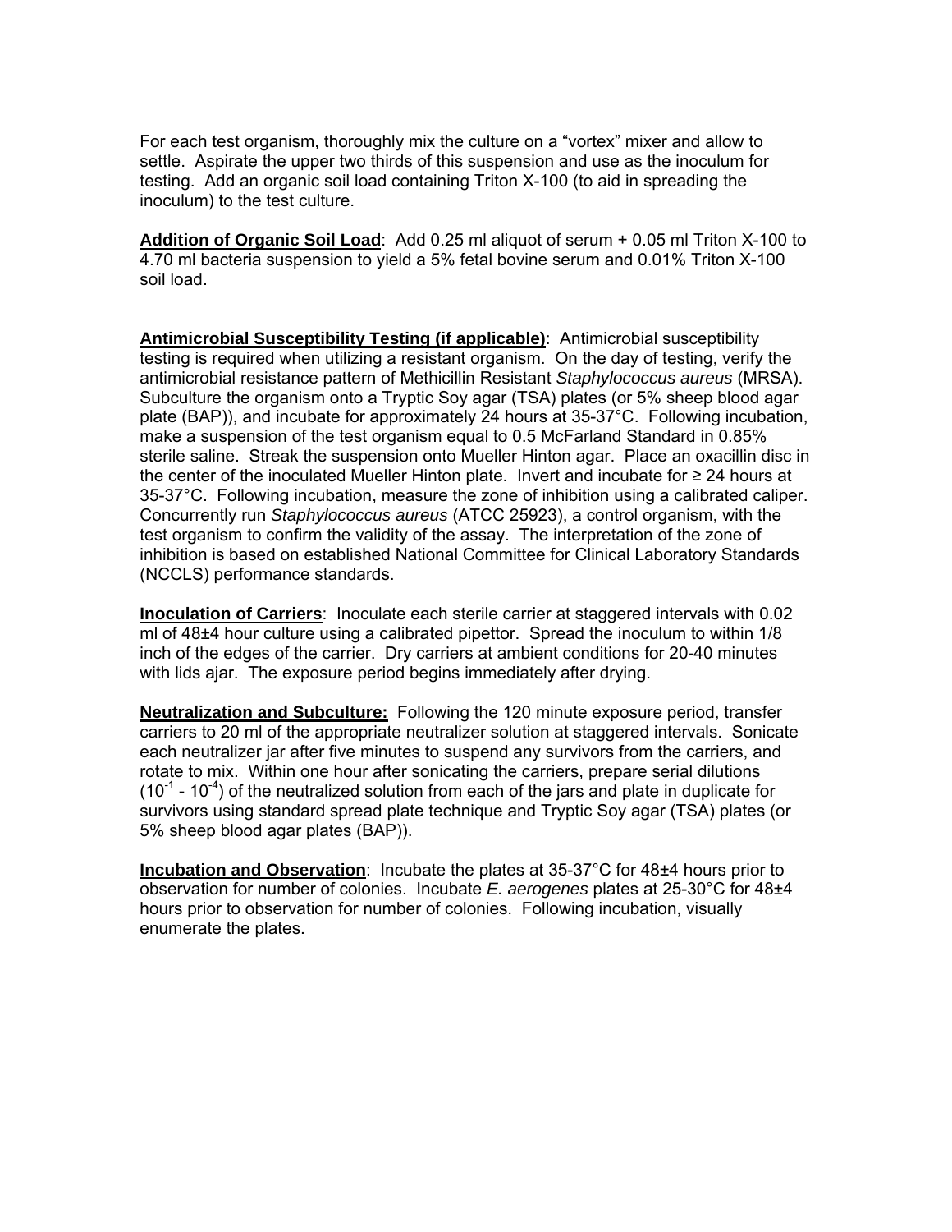For each test organism, thoroughly mix the culture on a "vortex" mixer and allow to settle. Aspirate the upper two thirds of this suspension and use as the inoculum for testing. Add an organic soil load containing Triton X-100 (to aid in spreading the inoculum) to the test culture.

**Addition of Organic Soil Load**: Add 0.25 ml aliquot of serum + 0.05 ml Triton X-100 to 4.70 ml bacteria suspension to yield a 5% fetal bovine serum and 0.01% Triton X-100 soil load.

**Antimicrobial Susceptibility Testing (if applicable)**: Antimicrobial susceptibility testing is required when utilizing a resistant organism. On the day of testing, verify the antimicrobial resistance pattern of Methicillin Resistant *Staphylococcus aureus* (MRSA). Subculture the organism onto a Tryptic Soy agar (TSA) plates (or 5% sheep blood agar plate (BAP)), and incubate for approximately 24 hours at 35-37°C. Following incubation, make a suspension of the test organism equal to 0.5 McFarland Standard in 0.85% sterile saline. Streak the suspension onto Mueller Hinton agar. Place an oxacillin disc in the center of the inoculated Mueller Hinton plate. Invert and incubate for ≥ 24 hours at 35-37°C. Following incubation, measure the zone of inhibition using a calibrated caliper. Concurrently run *Staphylococcus aureus* (ATCC 25923), a control organism, with the test organism to confirm the validity of the assay. The interpretation of the zone of inhibition is based on established National Committee for Clinical Laboratory Standards (NCCLS) performance standards.

**Inoculation of Carriers**: Inoculate each sterile carrier at staggered intervals with 0.02 ml of 48±4 hour culture using a calibrated pipettor. Spread the inoculum to within 1/8 inch of the edges of the carrier. Dry carriers at ambient conditions for 20-40 minutes with lids ajar. The exposure period begins immediately after drying.

**Neutralization and Subculture:** Following the 120 minute exposure period, transfer carriers to 20 ml of the appropriate neutralizer solution at staggered intervals. Sonicate each neutralizer jar after five minutes to suspend any survivors from the carriers, and rotate to mix. Within one hour after sonicating the carriers, prepare serial dilutions ($10^{-1}$ - $10^{-4}$) of the neutralized solution from each of the jars and plate in duplicate for survivors using standard spread plate technique and Tryptic Soy agar (TSA) plates (or 5% sheep blood agar plates (BAP)).

**Incubation and Observation**: Incubate the plates at 35-37°C for 48±4 hours prior to observation for number of colonies. Incubate *E. aerogenes* plates at 25-30°C for 48±4 hours prior to observation for number of colonies. Following incubation, visually enumerate the plates.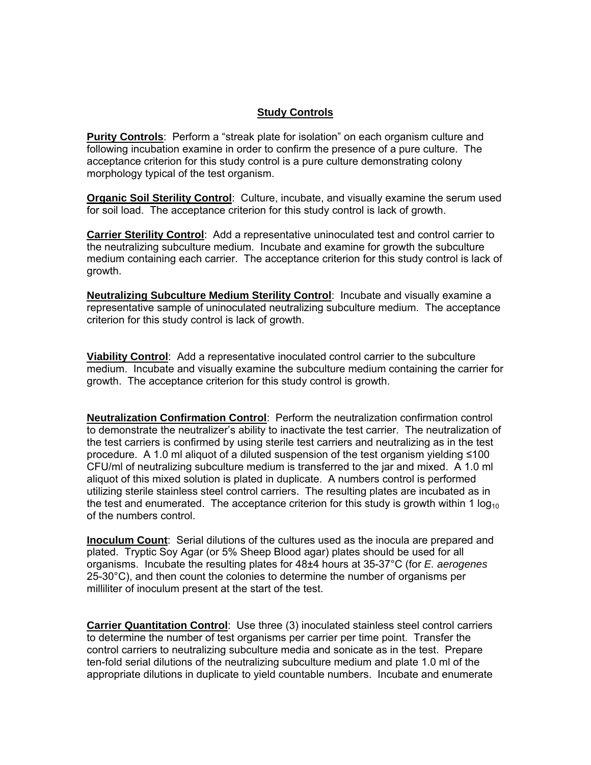## Study Controls

**Purity Controls**: Perform a "streak plate for isolation" on each organism culture and following incubation examine in order to confirm the presence of a pure culture. The acceptance criterion for this study control is a pure culture demonstrating colony morphology typical of the test organism.

**Organic Soil Sterility Control**: Culture, incubate, and visually examine the serum used for soil load. The acceptance criterion for this study control is lack of growth.

**Carrier Sterility Control**: Add a representative uninoculated test and control carrier to the neutralizing subculture medium. Incubate and examine for growth the subculture medium containing each carrier. The acceptance criterion for this study control is lack of growth.

**Neutralizing Subculture Medium Sterility Control**: Incubate and visually examine a representative sample of uninoculated neutralizing subculture medium. The acceptance criterion for this study control is lack of growth.

**Viability Control**: Add a representative inoculated control carrier to the subculture medium. Incubate and visually examine the subculture medium containing the carrier for growth. The acceptance criterion for this study control is growth.

**Neutralization Confirmation Control**: Perform the neutralization confirmation control to demonstrate the neutralizer's ability to inactivate the test carrier. The neutralization of the test carriers is confirmed by using sterile test carriers and neutralizing as in the test procedure. A 1.0 ml aliquot of a diluted suspension of the test organism yielding ≤100 CFU/ml of neutralizing subculture medium is transferred to the jar and mixed. A 1.0 ml aliquot of this mixed solution is plated in duplicate. A numbers control is performed utilizing sterile stainless steel control carriers. The resulting plates are incubated as in the test and enumerated. The acceptance criterion for this study is growth within 1 $\log_{10}$ of the numbers control.

**Inoculum Count**: Serial dilutions of the cultures used as the inocula are prepared and plated. Tryptic Soy Agar (or 5% Sheep Blood agar) plates should be used for all organisms. Incubate the resulting plates for 48±4 hours at 35-37°C (for *E. aerogenes* 25-30°C), and then count the colonies to determine the number of organisms per milliliter of inoculum present at the start of the test.

**Carrier Quantitation Control**: Use three (3) inoculated stainless steel control carriers to determine the number of test organisms per carrier per time point. Transfer the control carriers to neutralizing subculture media and sonicate as in the test. Prepare ten-fold serial dilutions of the neutralizing subculture medium and plate 1.0 ml of the appropriate dilutions in duplicate to yield countable numbers. Incubate and enumerate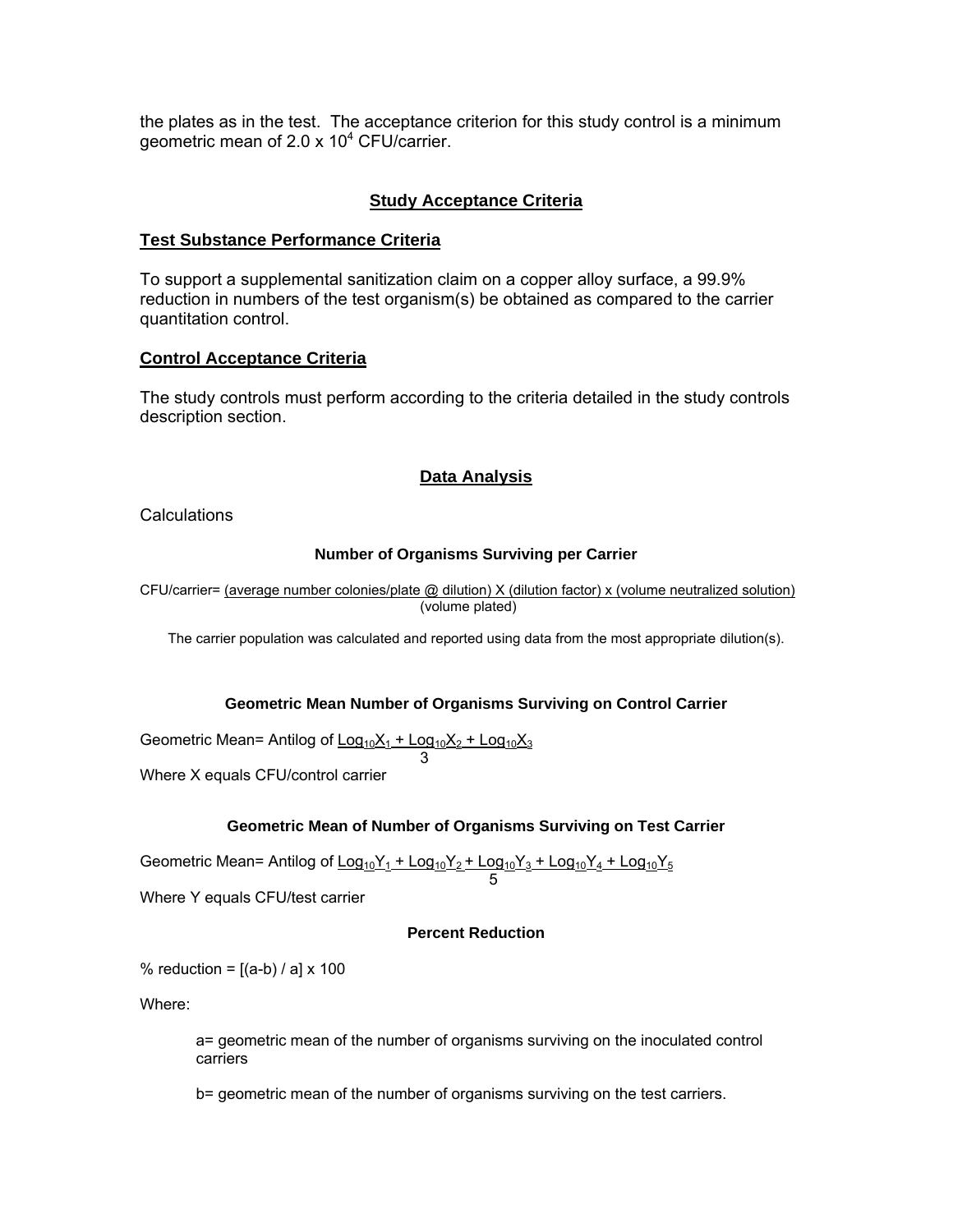the plates as in the test. The acceptance criterion for this study control is a minimum geometric mean of $2.0 \times 10^4$ CFU/carrier.

## Study Acceptance Criteria

### Test Substance Performance Criteria

To support a supplemental sanitization claim on a copper alloy surface, a 99.9% reduction in numbers of the test organism(s) be obtained as compared to the carrier quantitation control.

### Control Acceptance Criteria

The study controls must perform according to the criteria detailed in the study controls description section.

## Data Analysis

Calculations

#### Number of Organisms Surviving per Carrier

$$\text{CFU/carrier} = \frac{(\text{average number colonies/plate @ dilution}) \times (\text{dilution factor}) \times (\text{volume neutralized solution})}{(\text{volume plated})}$$

The carrier population was calculated and reported using data from the most appropriate dilution(s).

#### Geometric Mean Number of Organisms Surviving on Control Carrier

$$\text{Geometric Mean} = \text{Antilog of } \frac{\text{Log}_{10}X_1 + \text{Log}_{10}X_2 + \text{Log}_{10}X_3}{3}$$

Where X equals CFU/control carrier

#### Geometric Mean of Number of Organisms Surviving on Test Carrier

$$\text{Geometric Mean} = \text{Antilog of } \frac{\text{Log}_{10}Y_1 + \text{Log}_{10}Y_2 + \text{Log}_{10}Y_3 + \text{Log}_{10}Y_4 + \text{Log}_{10}Y_5}{5}$$

Where Y equals CFU/test carrier

#### Percent Reduction

$$\% \text{ reduction} = [(a-b) / a] \times 100$$

Where:

a= geometric mean of the number of organisms surviving on the inoculated control carriers

b= geometric mean of the number of organisms surviving on the test carriers.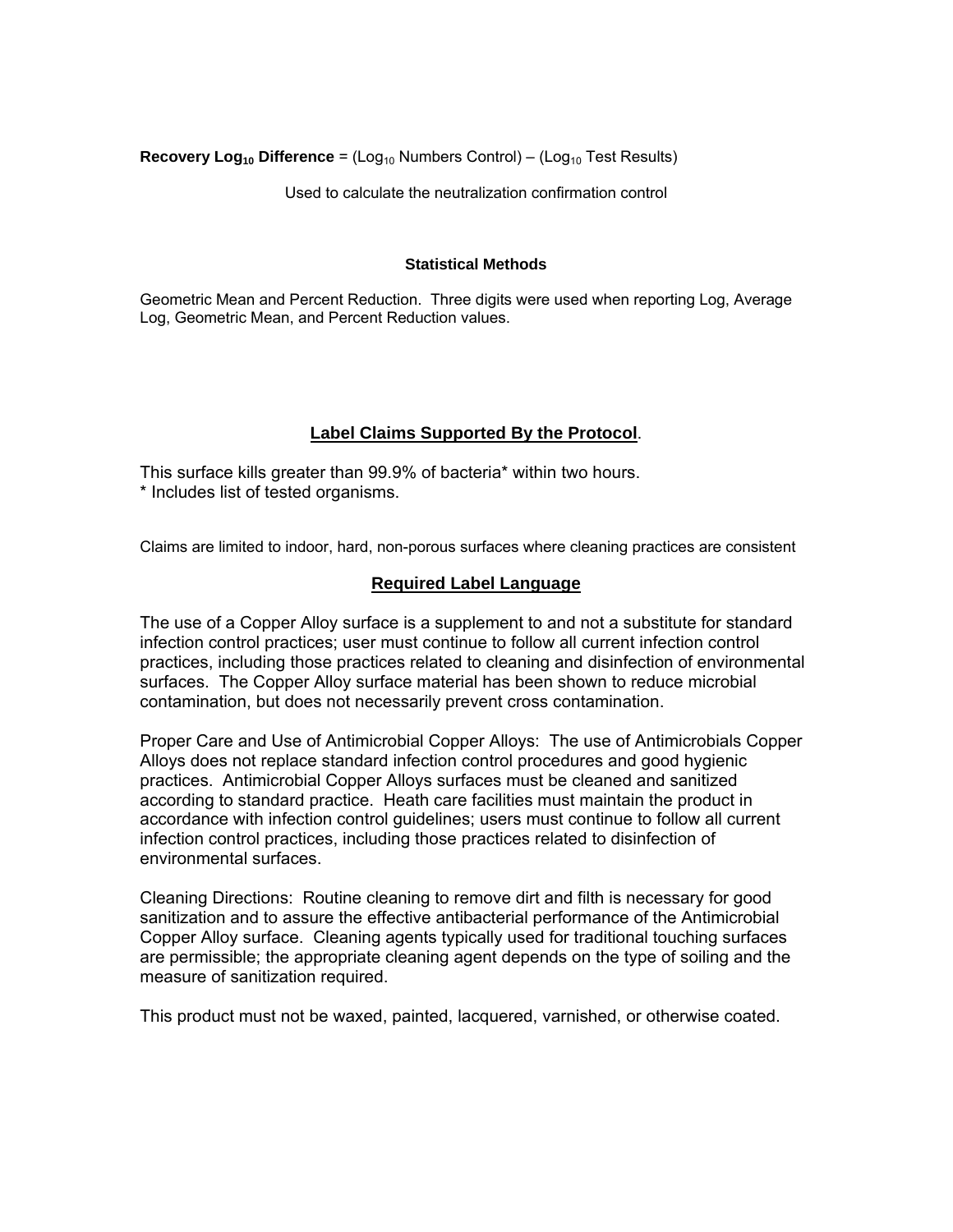**Recovery $\text{Log}_{10}$ Difference** = ($\text{Log}_{10}$ Numbers Control) – ($\text{Log}_{10}$ Test Results)

Used to calculate the neutralization confirmation control

### Statistical Methods

Geometric Mean and Percent Reduction. Three digits were used when reporting Log, Average Log, Geometric Mean, and Percent Reduction values.

## **Label Claims Supported By the Protocol**.

This surface kills greater than 99.9% of bacteria* within two hours.
* Includes list of tested organisms.

Claims are limited to indoor, hard, non-porous surfaces where cleaning practices are consistent

## **Required Label Language**

The use of a Copper Alloy surface is a supplement to and not a substitute for standard infection control practices; user must continue to follow all current infection control practices, including those practices related to cleaning and disinfection of environmental surfaces. The Copper Alloy surface material has been shown to reduce microbial contamination, but does not necessarily prevent cross contamination.

Proper Care and Use of Antimicrobial Copper Alloys: The use of Antimicrobials Copper Alloys does not replace standard infection control procedures and good hygienic practices. Antimicrobial Copper Alloys surfaces must be cleaned and sanitized according to standard practice. Heath care facilities must maintain the product in accordance with infection control guidelines; users must continue to follow all current infection control practices, including those practices related to disinfection of environmental surfaces.

Cleaning Directions: Routine cleaning to remove dirt and filth is necessary for good sanitization and to assure the effective antibacterial performance of the Antimicrobial Copper Alloy surface. Cleaning agents typically used for traditional touching surfaces are permissible; the appropriate cleaning agent depends on the type of soiling and the measure of sanitization required.

This product must not be waxed, painted, lacquered, varnished, or otherwise coated.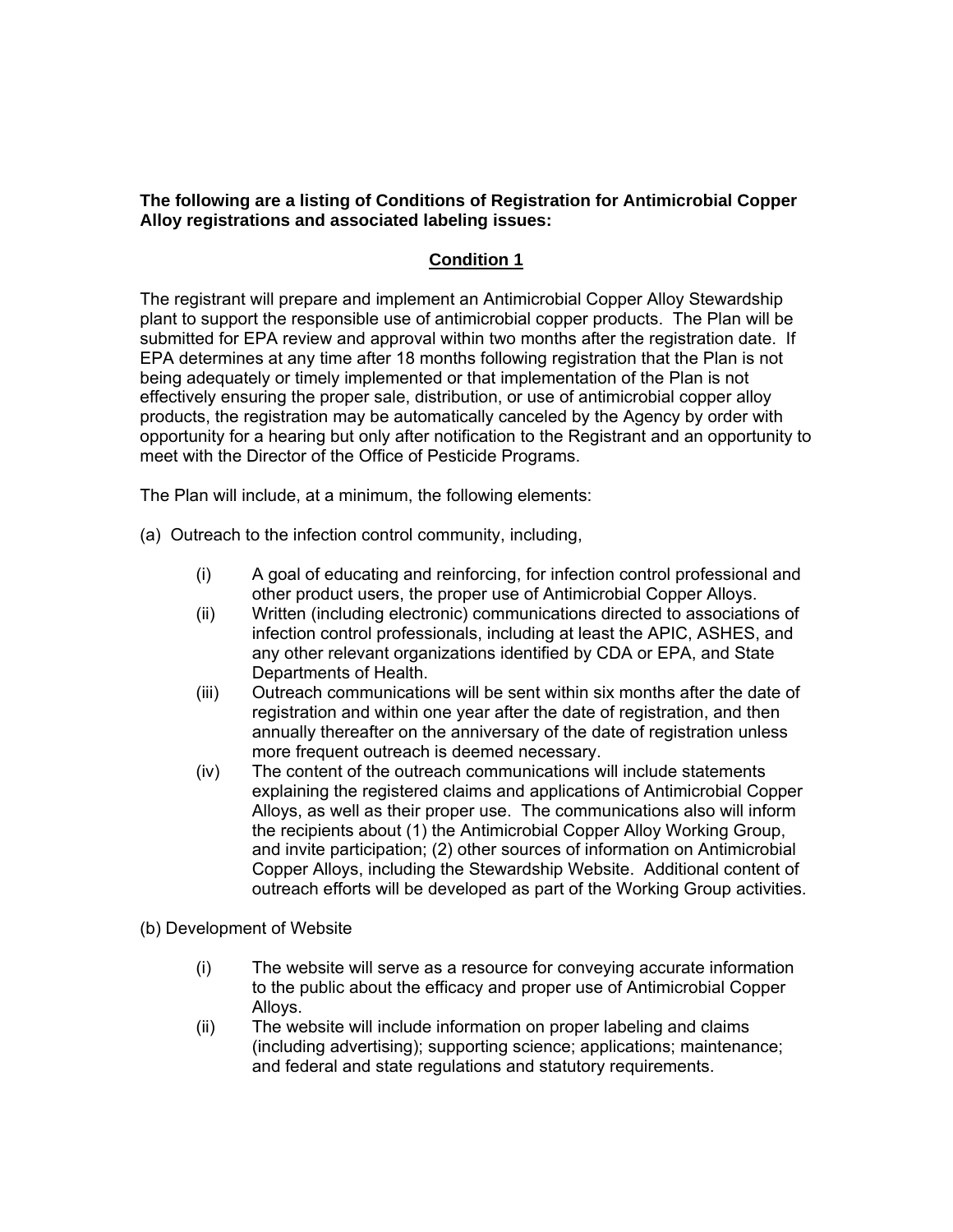**The following are a listing of Conditions of Registration for Antimicrobial Copper Alloy registrations and associated labeling issues:**

## Condition 1

The registrant will prepare and implement an Antimicrobial Copper Alloy Stewardship plant to support the responsible use of antimicrobial copper products. The Plan will be submitted for EPA review and approval within two months after the registration date. If EPA determines at any time after 18 months following registration that the Plan is not being adequately or timely implemented or that implementation of the Plan is not effectively ensuring the proper sale, distribution, or use of antimicrobial copper alloy products, the registration may be automatically canceled by the Agency by order with opportunity for a hearing but only after notification to the Registrant and an opportunity to meet with the Director of the Office of Pesticide Programs.

The Plan will include, at a minimum, the following elements:

(a) Outreach to the infection control community, including,

- (i) A goal of educating and reinforcing, for infection control professional and other product users, the proper use of Antimicrobial Copper Alloys.
- (ii) Written (including electronic) communications directed to associations of infection control professionals, including at least the APIC, ASHES, and any other relevant organizations identified by CDA or EPA, and State Departments of Health.
- (iii) Outreach communications will be sent within six months after the date of registration and within one year after the date of registration, and then annually thereafter on the anniversary of the date of registration unless more frequent outreach is deemed necessary.
- (iv) The content of the outreach communications will include statements explaining the registered claims and applications of Antimicrobial Copper Alloys, as well as their proper use. The communications also will inform the recipients about (1) the Antimicrobial Copper Alloy Working Group, and invite participation; (2) other sources of information on Antimicrobial Copper Alloys, including the Stewardship Website. Additional content of outreach efforts will be developed as part of the Working Group activities.

(b) Development of Website

- (i) The website will serve as a resource for conveying accurate information to the public about the efficacy and proper use of Antimicrobial Copper Alloys.
- (ii) The website will include information on proper labeling and claims (including advertising); supporting science; applications; maintenance; and federal and state regulations and statutory requirements.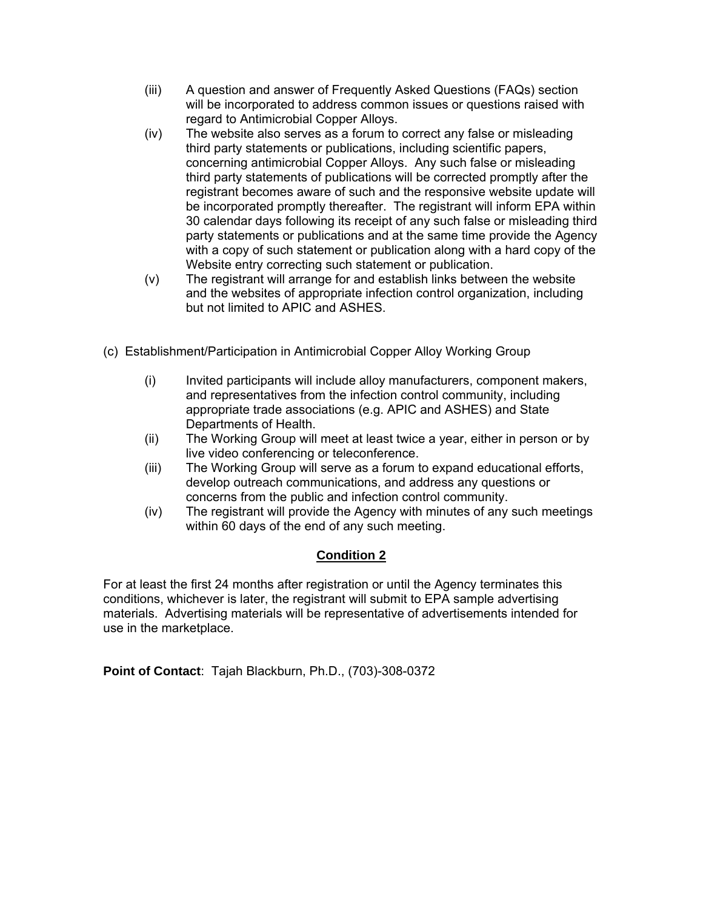(iii) A question and answer of Frequently Asked Questions (FAQs) section will be incorporated to address common issues or questions raised with regard to Antimicrobial Copper Alloys.

(iv) The website also serves as a forum to correct any false or misleading third party statements or publications, including scientific papers, concerning antimicrobial Copper Alloys. Any such false or misleading third party statements of publications will be corrected promptly after the registrant becomes aware of such and the responsive website update will be incorporated promptly thereafter. The registrant will inform EPA within 30 calendar days following its receipt of any such false or misleading third party statements or publications and at the same time provide the Agency with a copy of such statement or publication along with a hard copy of the Website entry correcting such statement or publication.

(v) The registrant will arrange for and establish links between the website and the websites of appropriate infection control organization, including but not limited to APIC and ASHES.

(c) Establishment/Participation in Antimicrobial Copper Alloy Working Group

(i) Invited participants will include alloy manufacturers, component makers, and representatives from the infection control community, including appropriate trade associations (e.g. APIC and ASHES) and State Departments of Health.

(ii) The Working Group will meet at least twice a year, either in person or by live video conferencing or teleconference.

(iii) The Working Group will serve as a forum to expand educational efforts, develop outreach communications, and address any questions or concerns from the public and infection control community.

(iv) The registrant will provide the Agency with minutes of any such meetings within 60 days of the end of any such meeting.

## Condition 2

For at least the first 24 months after registration or until the Agency terminates this conditions, whichever is later, the registrant will submit to EPA sample advertising materials. Advertising materials will be representative of advertisements intended for use in the marketplace.

**Point of Contact**: Tajah Blackburn, Ph.D., (703)-308-0372